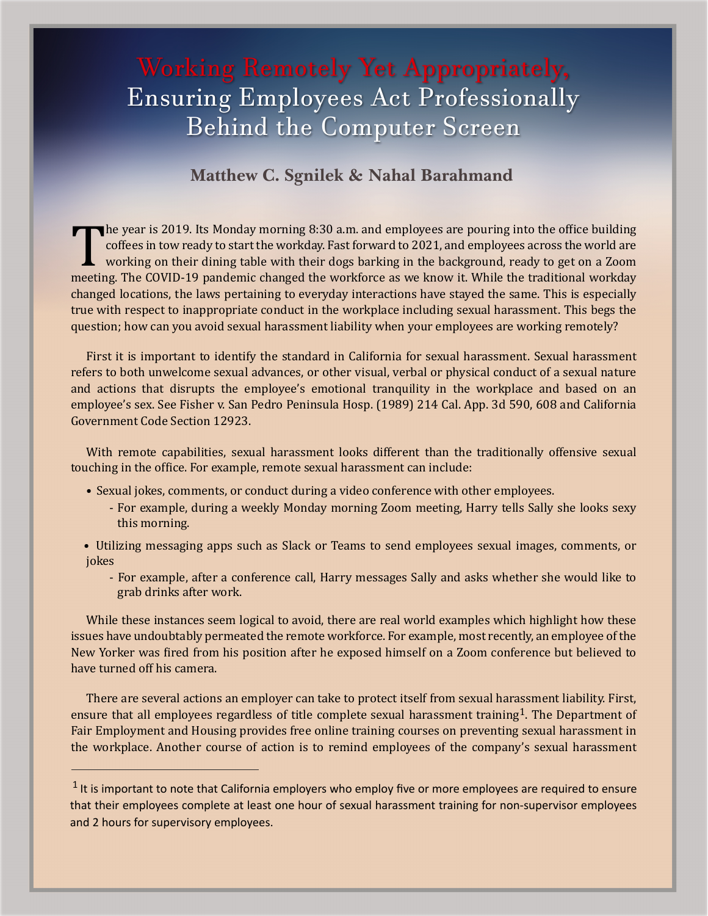# Working Remotely Yet Appropriately, Ensuring Employees Act Professionally Behind the Computer Screen

**Matthew C. Sgnilek & Nahal Barahmand**

The year is 2019. Its Monday morning 8:30 a.m. and employees are pouring into the office building coffees in tow ready to start the workday. Fast forward to 2021, and employees across the world are working on their dining table with their dogs barking in the background, ready to get on a Zoom meeting. The COVID-19 pandemic changed the workforce as we know it. While the traditional workday changed locations, the laws pertaining to everyday interactions have stayed the same. This is especially true with respect to inappropriate conduct in the workplace including sexual harassment. This begs the question; how can you avoid sexual harassment liability when your employees are working remotely?

First it is important to identify the standard in California for sexual harassment. Sexual harassment refers to both unwelcome sexual advances, or other visual, verbal or physical conduct of a sexual nature and actions that disrupts the employee's emotional tranquility in the workplace and based on an employee's sex. See Fisher v. San Pedro Peninsula Hosp. (1989) 214 Cal. App. 3d 590, 608 and California Government Code Section 12923.

With remote capabilities, sexual harassment looks different than the traditionally offensive sexual touching in the office. For example, remote sexual harassment can include:

- Sexual jokes, comments, or conduct during a video conference with other employees.
  - For example, during a weekly Monday morning Zoom meeting, Harry tells Sally she looks sexy this morning.
- Utilizing messaging apps such as Slack or Teams to send employees sexual images, comments, or jokes
  - For example, after a conference call, Harry messages Sally and asks whether she would like to grab drinks after work.

While these instances seem logical to avoid, there are real world examples which highlight how these issues have undoubtably permeated the remote workforce. For example, most recently, an employee of the New Yorker was fired from his position after he exposed himself on a Zoom conference but believed to have turned off his camera.

There are several actions an employer can take to protect itself from sexual harassment liability. First, ensure that all employees regardless of title complete sexual harassment training[1]. The Department of Fair Employment and Housing provides free online training courses on preventing sexual harassment in the workplace. Another course of action is to remind employees of the company's sexual harassment

---

[1] It is important to note that California employers who employ five or more employees are required to ensure that their employees complete at least one hour of sexual harassment training for non-supervisor employees and 2 hours for supervisory employees.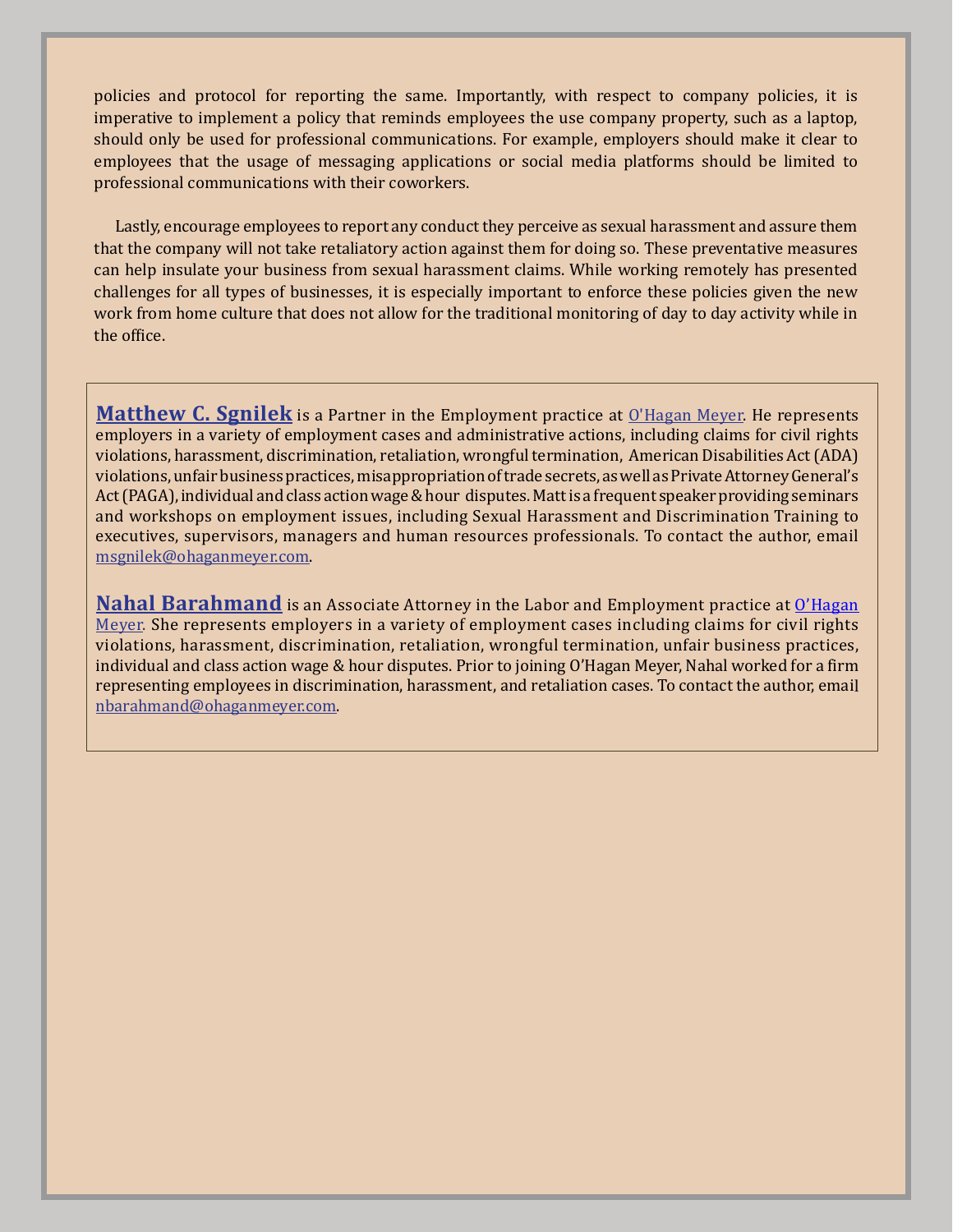policies and protocol for reporting the same. Importantly, with respect to company policies, it is imperative to implement a policy that reminds employees the use company property, such as a laptop, should only be used for professional communications. For example, employers should make it clear to employees that the usage of messaging applications or social media platforms should be limited to professional communications with their coworkers.

Lastly, encourage employees to report any conduct they perceive as sexual harassment and assure them that the company will not take retaliatory action against them for doing so. These preventative measures can help insulate your business from sexual harassment claims. While working remotely has presented challenges for all types of businesses, it is especially important to enforce these policies given the new work from home culture that does not allow for the traditional monitoring of day to day activity while in the office.

**Matthew C. Sgnilek** is a Partner in the Employment practice at O'Hagan Meyer. He represents employers in a variety of employment cases and administrative actions, including claims for civil rights violations, harassment, discrimination, retaliation, wrongful termination, American Disabilities Act (ADA) violations, unfair business practices, misappropriation of trade secrets, as well as Private Attorney General's Act (PAGA), individual and class action wage & hour disputes. Matt is a frequent speaker providing seminars and workshops on employment issues, including Sexual Harassment and Discrimination Training to executives, supervisors, managers and human resources professionals. To contact the author, email msgnilek@ohaganmeyer.com.

**Nahal Barahmand** is an Associate Attorney in the Labor and Employment practice at O'Hagan Meyer. She represents employers in a variety of employment cases including claims for civil rights violations, harassment, discrimination, retaliation, wrongful termination, unfair business practices, individual and class action wage & hour disputes. Prior to joining O'Hagan Meyer, Nahal worked for a firm representing employees in discrimination, harassment, and retaliation cases. To contact the author, email nbarahmand@ohaganmeyer.com.